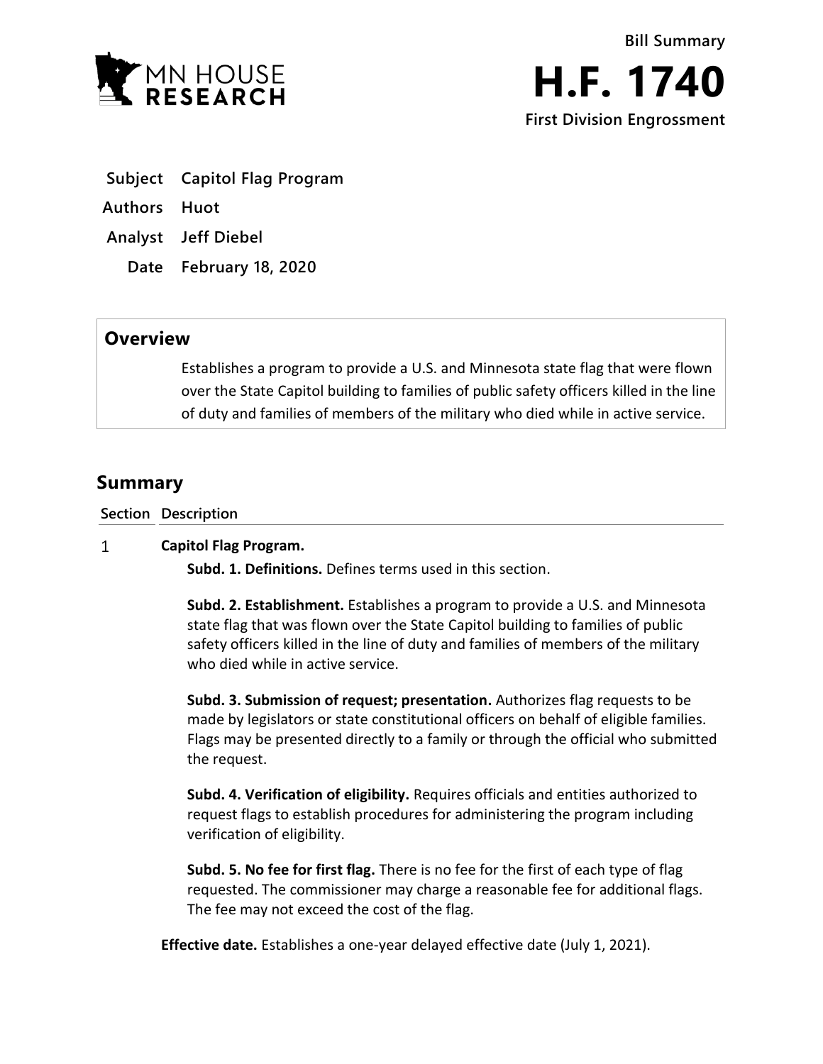MN HOUSE RESEARCH

**Bill Summary**

# H.F. 1740

**First Division Engrossment**

| | |
|---|---|
| **Subject** | **Capitol Flag Program** |
| **Authors** | **Huot** |
| **Analyst** | **Jeff Diebel** |
| **Date** | **February 18, 2020** |

## Overview

Establishes a program to provide a U.S. and Minnesota state flag that were flown over the State Capitol building to families of public safety officers killed in the line of duty and families of members of the military who died while in active service.

## Summary

| Section | Description |
|---|---|
| 1 | **Capitol Flag Program.** |

**Subd. 1. Definitions.** Defines terms used in this section.

**Subd. 2. Establishment.** Establishes a program to provide a U.S. and Minnesota state flag that was flown over the State Capitol building to families of public safety officers killed in the line of duty and families of members of the military who died while in active service.

**Subd. 3. Submission of request; presentation.** Authorizes flag requests to be made by legislators or state constitutional officers on behalf of eligible families. Flags may be presented directly to a family or through the official who submitted the request.

**Subd. 4. Verification of eligibility.** Requires officials and entities authorized to request flags to establish procedures for administering the program including verification of eligibility.

**Subd. 5. No fee for first flag.** There is no fee for the first of each type of flag requested. The commissioner may charge a reasonable fee for additional flags. The fee may not exceed the cost of the flag.

**Effective date.** Establishes a one-year delayed effective date (July 1, 2021).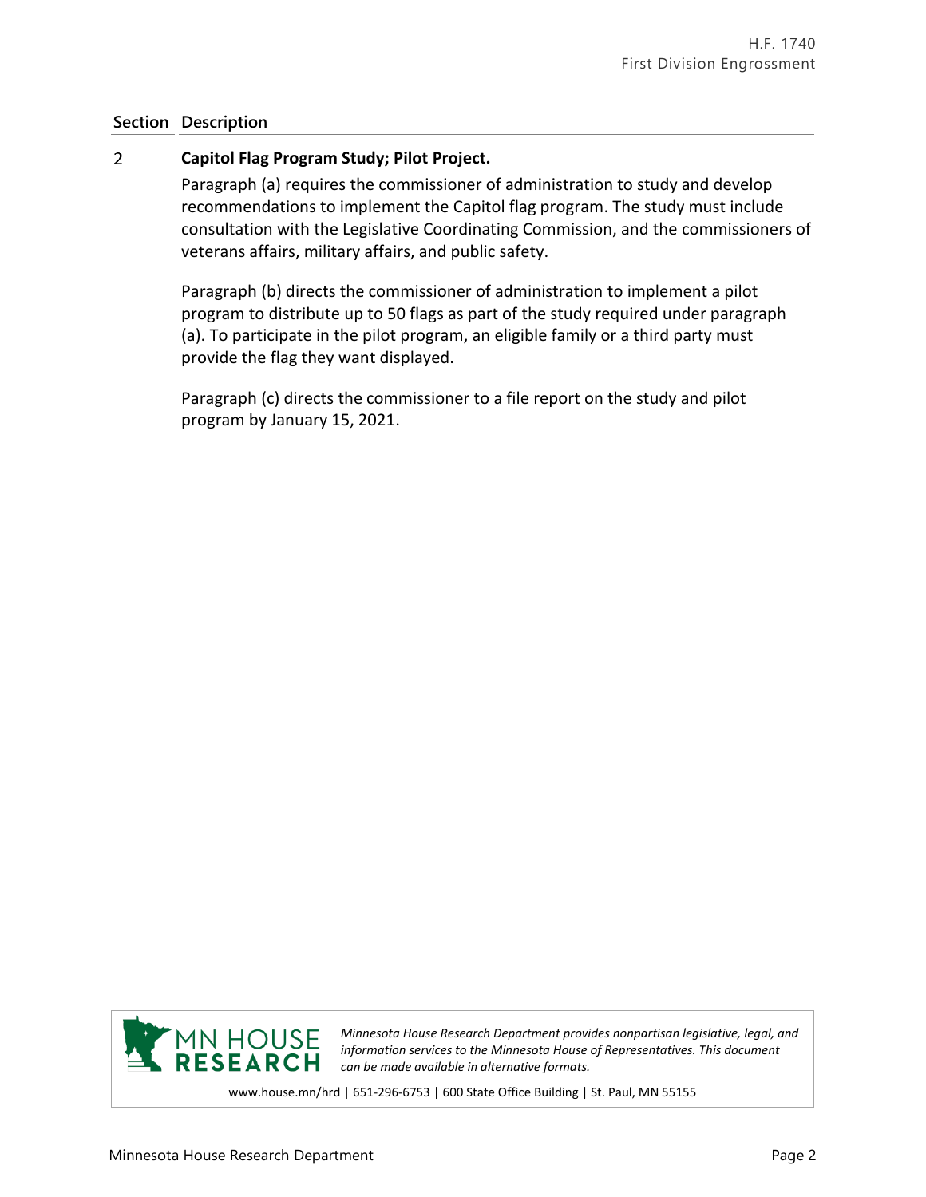| Section | Description |
| --- | --- |
| 2 | **Capitol Flag Program Study; Pilot Project.**<br><br>Paragraph (a) requires the commissioner of administration to study and develop recommendations to implement the Capitol flag program. The study must include consultation with the Legislative Coordinating Commission, and the commissioners of veterans affairs, military affairs, and public safety.<br><br>Paragraph (b) directs the commissioner of administration to implement a pilot program to distribute up to 50 flags as part of the study required under paragraph (a). To participate in the pilot program, an eligible family or a third party must provide the flag they want displayed.<br><br>Paragraph (c) directs the commissioner to a file report on the study and pilot program by January 15, 2021. |

MN HOUSE RESEARCH

*Minnesota House Research Department provides nonpartisan legislative, legal, and information services to the Minnesota House of Representatives. This document can be made available in alternative formats.*

www.house.mn/hrd | 651-296-6753 | 600 State Office Building | St. Paul, MN 55155